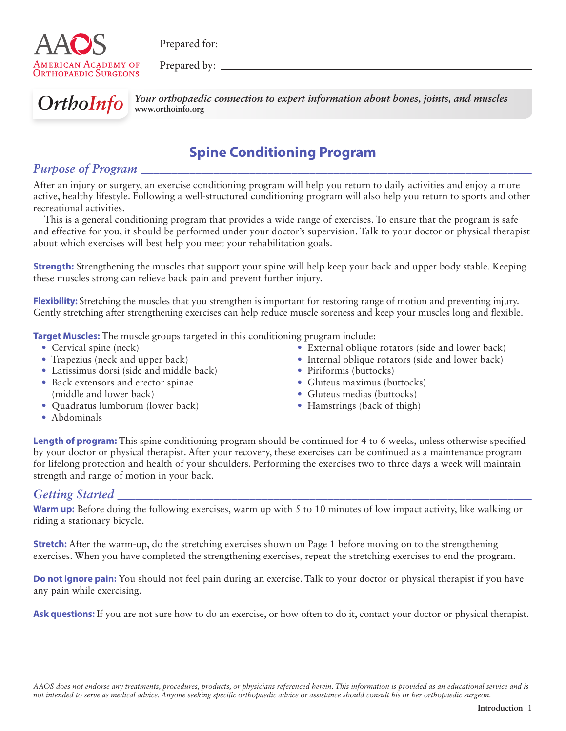AAOS
American Academy of Orthopaedic Surgeons

Prepared for: ______________________________

Prepared by: ______________________________

*OrthoInfo* — *Your orthopaedic connection to expert information about bones, joints, and muscles*
www.orthoinfo.org

# Spine Conditioning Program

## *Purpose of Program*

After an injury or surgery, an exercise conditioning program will help you return to daily activities and enjoy a more active, healthy lifestyle. Following a well-structured conditioning program will also help you return to sports and other recreational activities.

This is a general conditioning program that provides a wide range of exercises. To ensure that the program is safe and effective for you, it should be performed under your doctor's supervision. Talk to your doctor or physical therapist about which exercises will best help you meet your rehabilitation goals.

**Strength:** Strengthening the muscles that support your spine will help keep your back and upper body stable. Keeping these muscles strong can relieve back pain and prevent further injury.

**Flexibility:** Stretching the muscles that you strengthen is important for restoring range of motion and preventing injury. Gently stretching after strengthening exercises can help reduce muscle soreness and keep your muscles long and flexible.

**Target Muscles:** The muscle groups targeted in this conditioning program include:

- Cervical spine (neck)
- Trapezius (neck and upper back)
- Latissimus dorsi (side and middle back)
- Back extensors and erector spinae (middle and lower back)
- Quadratus lumborum (lower back)
- Abdominals
- External oblique rotators (side and lower back)
- Internal oblique rotators (side and lower back)
- Piriformis (buttocks)
- Gluteus maximus (buttocks)
- Gluteus medias (buttocks)
- Hamstrings (back of thigh)

**Length of program:** This spine conditioning program should be continued for 4 to 6 weeks, unless otherwise specified by your doctor or physical therapist. After your recovery, these exercises can be continued as a maintenance program for lifelong protection and health of your shoulders. Performing the exercises two to three days a week will maintain strength and range of motion in your back.

## *Getting Started*

**Warm up:** Before doing the following exercises, warm up with 5 to 10 minutes of low impact activity, like walking or riding a stationary bicycle.

**Stretch:** After the warm-up, do the stretching exercises shown on Page 1 before moving on to the strengthening exercises. When you have completed the strengthening exercises, repeat the stretching exercises to end the program.

**Do not ignore pain:** You should not feel pain during an exercise. Talk to your doctor or physical therapist if you have any pain while exercising.

**Ask questions:** If you are not sure how to do an exercise, or how often to do it, contact your doctor or physical therapist.

*AAOS does not endorse any treatments, procedures, products, or physicians referenced herein. This information is provided as an educational service and is not intended to serve as medical advice. Anyone seeking specific orthopaedic advice or assistance should consult his or her orthopaedic surgeon.*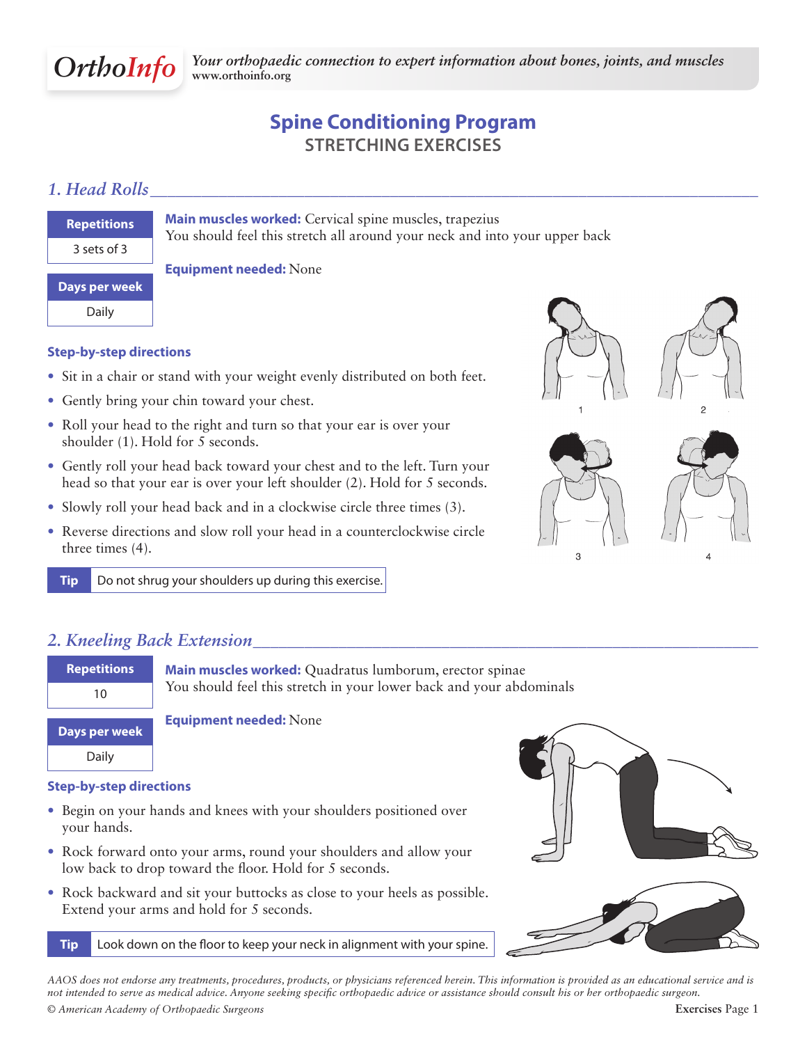# Spine Conditioning Program

## STRETCHING EXERCISES

### 1. Head Rolls

| Repetitions |
| --- |
| 3 sets of 3 |

| Days per week |
| --- |
| Daily |

**Main muscles worked:** Cervical spine muscles, trapezius
You should feel this stretch all around your neck and into your upper back

**Equipment needed:** None

**Step-by-step directions**

- Sit in a chair or stand with your weight evenly distributed on both feet.
- Gently bring your chin toward your chest.
- Roll your head to the right and turn so that your ear is over your shoulder (1). Hold for 5 seconds.
- Gently roll your head back toward your chest and to the left. Turn your head so that your ear is over your left shoulder (2). Hold for 5 seconds.
- Slowly roll your head back and in a clockwise circle three times (3).
- Reverse directions and slow roll your head in a counterclockwise circle three times (4).

**Tip** Do not shrug your shoulders up during this exercise.

### 2. Kneeling Back Extension

| Repetitions |
| --- |
| 10 |

| Days per week |
| --- |
| Daily |

**Main muscles worked:** Quadratus lumborum, erector spinae
You should feel this stretch in your lower back and your abdominals

**Equipment needed:** None

**Step-by-step directions**

- Begin on your hands and knees with your shoulders positioned over your hands.
- Rock forward onto your arms, round your shoulders and allow your low back to drop toward the floor. Hold for 5 seconds.
- Rock backward and sit your buttocks as close to your heels as possible. Extend your arms and hold for 5 seconds.

**Tip** Look down on the floor to keep your neck in alignment with your spine.

*AAOS does not endorse any treatments, procedures, products, or physicians referenced herein. This information is provided as an educational service and is not intended to serve as medical advice. Anyone seeking specific orthopaedic advice or assistance should consult his or her orthopaedic surgeon.*

*© American Academy of Orthopaedic Surgeons*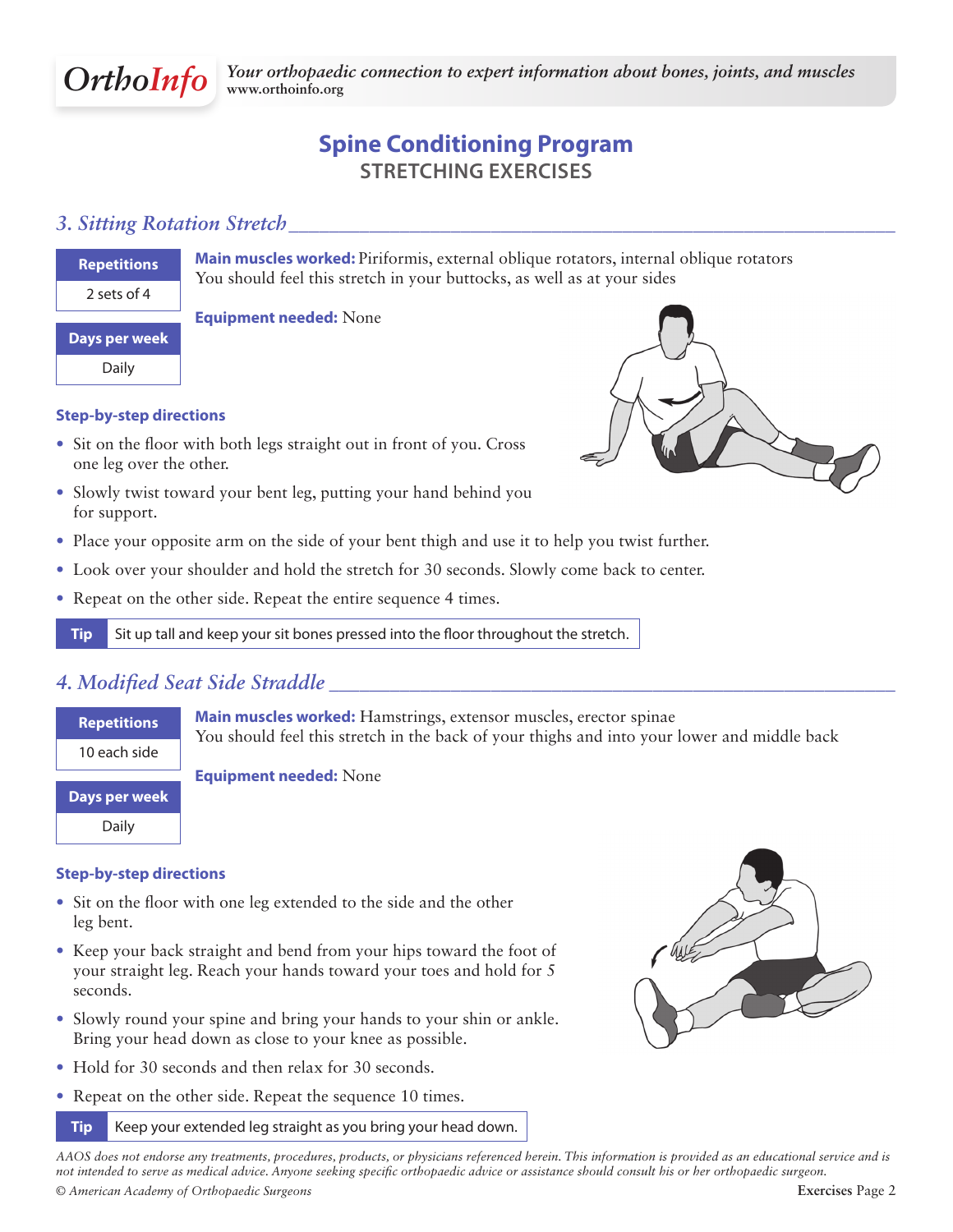# Spine Conditioning Program

## STRETCHING EXERCISES

### *3. Sitting Rotation Stretch*

| Repetitions |
| --- |
| 2 sets of 4 |

| Days per week |
| --- |
| Daily |

**Main muscles worked:** Piriformis, external oblique rotators, internal oblique rotators
You should feel this stretch in your buttocks, as well as at your sides

**Equipment needed:** None

**Step-by-step directions**

- Sit on the floor with both legs straight out in front of you. Cross one leg over the other.
- Slowly twist toward your bent leg, putting your hand behind you for support.
- Place your opposite arm on the side of your bent thigh and use it to help you twist further.
- Look over your shoulder and hold the stretch for 30 seconds. Slowly come back to center.
- Repeat on the other side. Repeat the entire sequence 4 times.

**Tip** Sit up tall and keep your sit bones pressed into the floor throughout the stretch.

### *4. Modified Seat Side Straddle*

| Repetitions |
| --- |
| 10 each side |

| Days per week |
| --- |
| Daily |

**Main muscles worked:** Hamstrings, extensor muscles, erector spinae
You should feel this stretch in the back of your thighs and into your lower and middle back

**Equipment needed:** None

**Step-by-step directions**

- Sit on the floor with one leg extended to the side and the other leg bent.
- Keep your back straight and bend from your hips toward the foot of your straight leg. Reach your hands toward your toes and hold for 5 seconds.
- Slowly round your spine and bring your hands to your shin or ankle. Bring your head down as close to your knee as possible.
- Hold for 30 seconds and then relax for 30 seconds.
- Repeat on the other side. Repeat the sequence 10 times.

**Tip** Keep your extended leg straight as you bring your head down.

*AAOS does not endorse any treatments, procedures, products, or physicians referenced herein. This information is provided as an educational service and is not intended to serve as medical advice. Anyone seeking specific orthopaedic advice or assistance should consult his or her orthopaedic surgeon.*

*© American Academy of Orthopaedic Surgeons*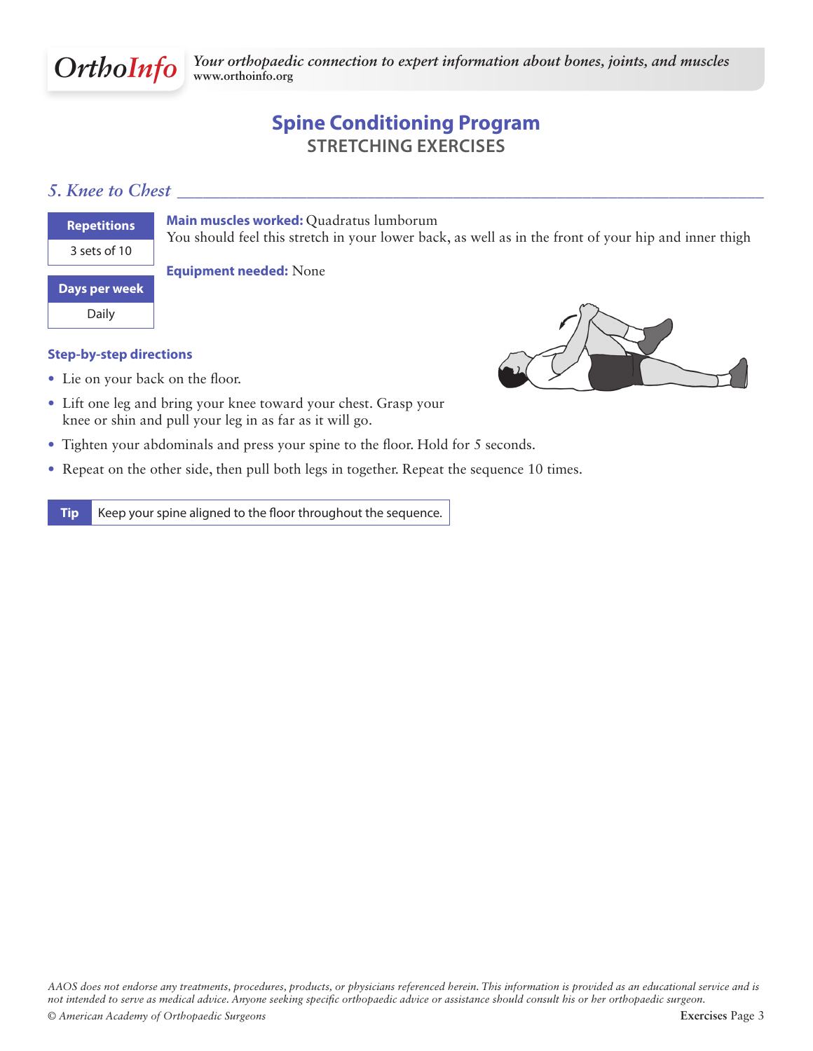# Spine Conditioning Program

## STRETCHING EXERCISES

### *5. Knee to Chest*

| Repetitions |
| --- |
| 3 sets of 10 |

| Days per week |
| --- |
| Daily |

**Main muscles worked:** Quadratus lumborum
You should feel this stretch in your lower back, as well as in the front of your hip and inner thigh

**Equipment needed:** None

**Step-by-step directions**

- Lie on your back on the floor.
- Lift one leg and bring your knee toward your chest. Grasp your knee or shin and pull your leg in as far as it will go.
- Tighten your abdominals and press your spine to the floor. Hold for 5 seconds.
- Repeat on the other side, then pull both legs in together. Repeat the sequence 10 times.

**Tip** Keep your spine aligned to the floor throughout the sequence.

*AAOS does not endorse any treatments, procedures, products, or physicians referenced herein. This information is provided as an educational service and is not intended to serve as medical advice. Anyone seeking specific orthopaedic advice or assistance should consult his or her orthopaedic surgeon.*

*© American Academy of Orthopaedic Surgeons*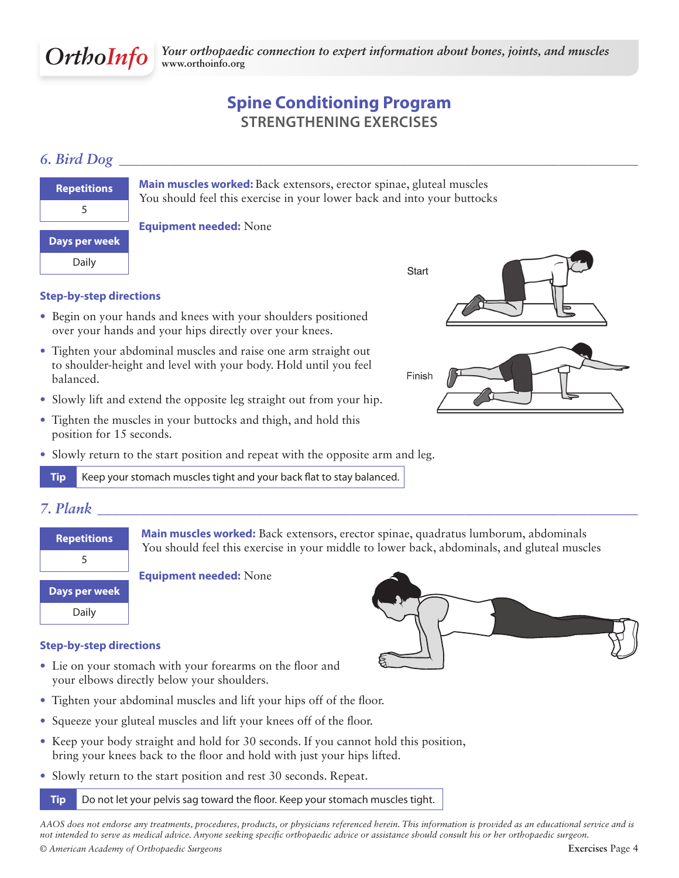# Spine Conditioning Program

## STRENGTHENING EXERCISES

### *6. Bird Dog*

| Repetitions |
|---|
| 5 |

| Days per week |
|---|
| Daily |

**Main muscles worked:** Back extensors, erector spinae, gluteal muscles
You should feel this exercise in your lower back and into your buttocks

**Equipment needed:** None

Start

Finish

**Step-by-step directions**

- Begin on your hands and knees with your shoulders positioned over your hands and your hips directly over your knees.
- Tighten your abdominal muscles and raise one arm straight out to shoulder-height and level with your body. Hold until you feel balanced.
- Slowly lift and extend the opposite leg straight out from your hip.
- Tighten the muscles in your buttocks and thigh, and hold this position for 15 seconds.
- Slowly return to the start position and repeat with the opposite arm and leg.

**Tip** Keep your stomach muscles tight and your back flat to stay balanced.

### *7. Plank*

| Repetitions |
|---|
| 5 |

| Days per week |
|---|
| Daily |

**Main muscles worked:** Back extensors, erector spinae, quadratus lumborum, abdominals
You should feel this exercise in your middle to lower back, abdominals, and gluteal muscles

**Equipment needed:** None

**Step-by-step directions**

- Lie on your stomach with your forearms on the floor and your elbows directly below your shoulders.
- Tighten your abdominal muscles and lift your hips off of the floor.
- Squeeze your gluteal muscles and lift your knees off of the floor.
- Keep your body straight and hold for 30 seconds. If you cannot hold this position, bring your knees back to the floor and hold with just your hips lifted.
- Slowly return to the start position and rest 30 seconds. Repeat.

**Tip** Do not let your pelvis sag toward the floor. Keep your stomach muscles tight.

*AAOS does not endorse any treatments, procedures, products, or physicians referenced herein. This information is provided as an educational service and is not intended to serve as medical advice. Anyone seeking specific orthopaedic advice or assistance should consult his or her orthopaedic surgeon.*

*© American Academy of Orthopaedic Surgeons*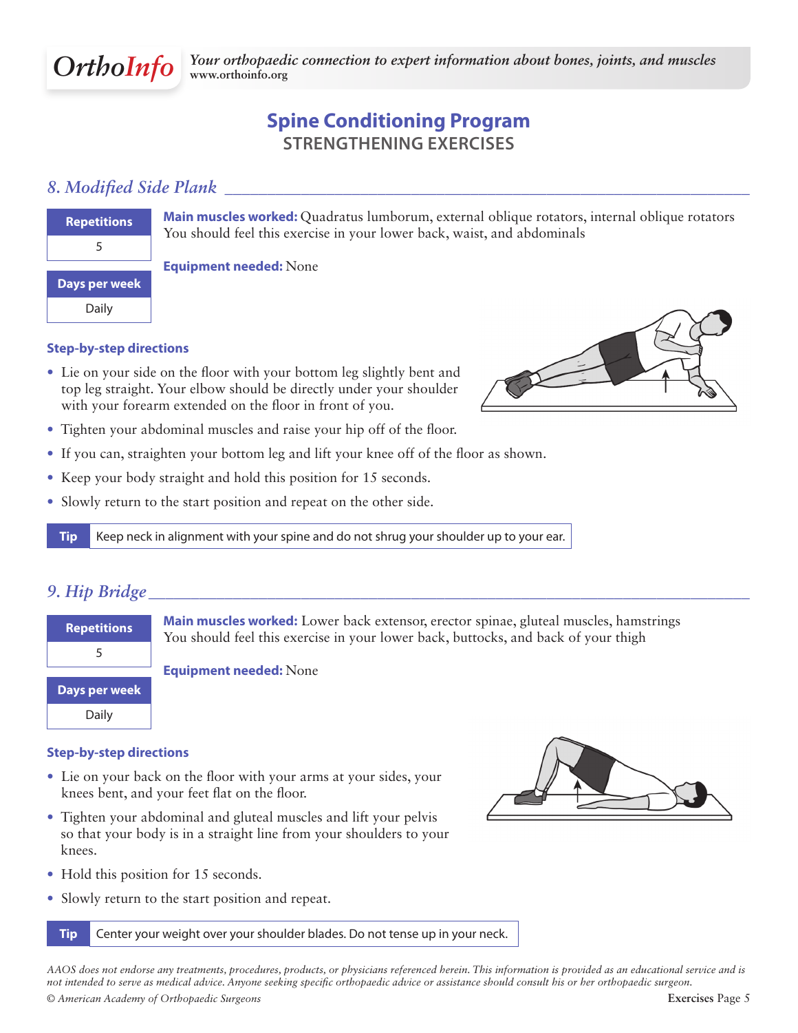# Spine Conditioning Program

## STRENGTHENING EXERCISES

### *8. Modified Side Plank*

| Repetitions |
| --- |
| 5 |

| Days per week |
| --- |
| Daily |

**Main muscles worked:** Quadratus lumborum, external oblique rotators, internal oblique rotators
You should feel this exercise in your lower back, waist, and abdominals

**Equipment needed:** None

**Step-by-step directions**

- Lie on your side on the floor with your bottom leg slightly bent and top leg straight. Your elbow should be directly under your shoulder with your forearm extended on the floor in front of you.
- Tighten your abdominal muscles and raise your hip off of the floor.
- If you can, straighten your bottom leg and lift your knee off of the floor as shown.
- Keep your body straight and hold this position for 15 seconds.
- Slowly return to the start position and repeat on the other side.

**Tip** Keep neck in alignment with your spine and do not shrug your shoulder up to your ear.

### *9. Hip Bridge*

| Repetitions |
| --- |
| 5 |

| Days per week |
| --- |
| Daily |

**Main muscles worked:** Lower back extensor, erector spinae, gluteal muscles, hamstrings
You should feel this exercise in your lower back, buttocks, and back of your thigh

**Equipment needed:** None

**Step-by-step directions**

- Lie on your back on the floor with your arms at your sides, your knees bent, and your feet flat on the floor.
- Tighten your abdominal and gluteal muscles and lift your pelvis so that your body is in a straight line from your shoulders to your knees.
- Hold this position for 15 seconds.
- Slowly return to the start position and repeat.

**Tip** Center your weight over your shoulder blades. Do not tense up in your neck.

*AAOS does not endorse any treatments, procedures, products, or physicians referenced herein. This information is provided as an educational service and is not intended to serve as medical advice. Anyone seeking specific orthopaedic advice or assistance should consult his or her orthopaedic surgeon.*

© *American Academy of Orthopaedic Surgeons*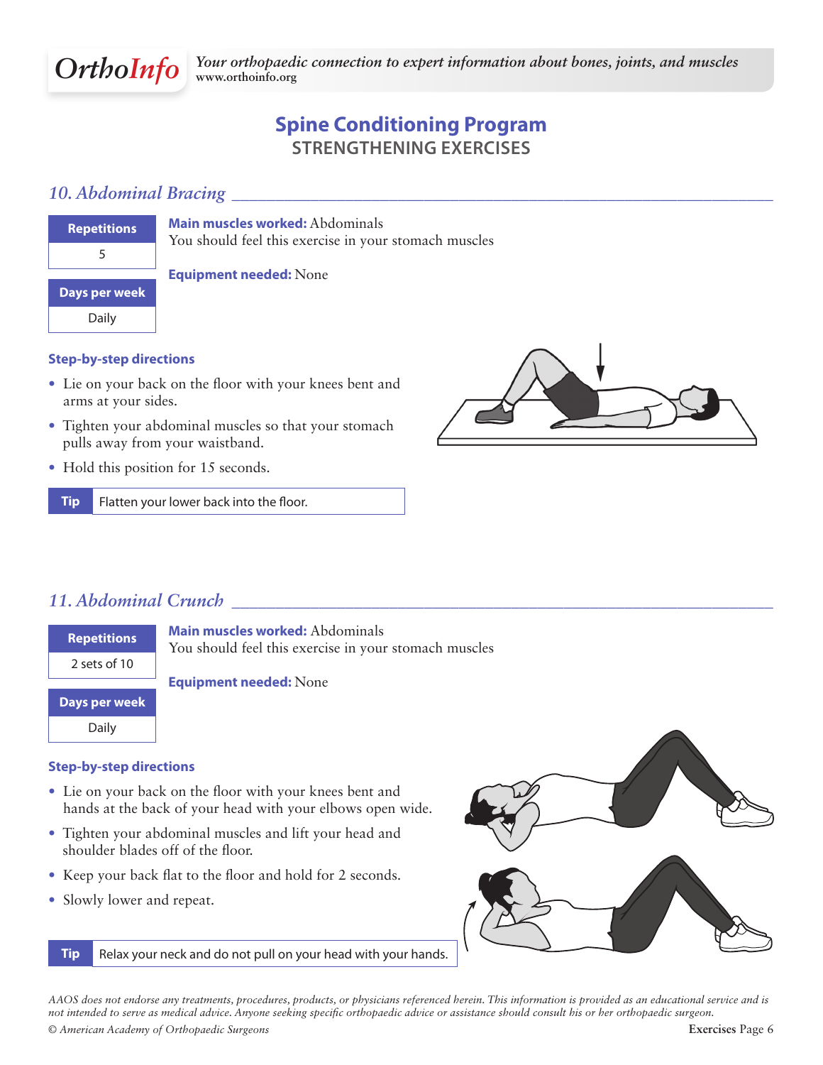# Spine Conditioning Program

## STRENGTHENING EXERCISES

### *10. Abdominal Bracing*

| Repetitions |
|---|
| 5 |

| Days per week |
|---|
| Daily |

**Main muscles worked:** Abdominals
You should feel this exercise in your stomach muscles

**Equipment needed:** None

**Step-by-step directions**

- Lie on your back on the floor with your knees bent and arms at your sides.
- Tighten your abdominal muscles so that your stomach pulls away from your waistband.
- Hold this position for 15 seconds.

**Tip** Flatten your lower back into the floor.

### *11. Abdominal Crunch*

| Repetitions |
|---|
| 2 sets of 10 |

| Days per week |
|---|
| Daily |

**Main muscles worked:** Abdominals
You should feel this exercise in your stomach muscles

**Equipment needed:** None

**Step-by-step directions**

- Lie on your back on the floor with your knees bent and hands at the back of your head with your elbows open wide.
- Tighten your abdominal muscles and lift your head and shoulder blades off of the floor.
- Keep your back flat to the floor and hold for 2 seconds.
- Slowly lower and repeat.

**Tip** Relax your neck and do not pull on your head with your hands.

*AAOS does not endorse any treatments, procedures, products, or physicians referenced herein. This information is provided as an educational service and is not intended to serve as medical advice. Anyone seeking specific orthopaedic advice or assistance should consult his or her orthopaedic surgeon.*

*© American Academy of Orthopaedic Surgeons*